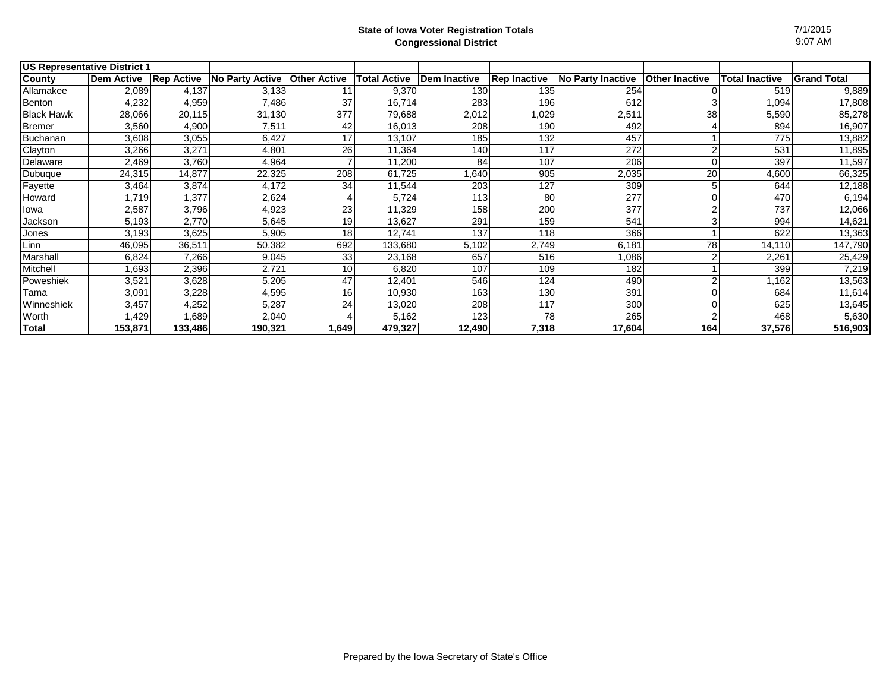# State of Iowa Voter Registration Totals
## Congressional District

7/1/2015
9:07 AM

| US Representative District 1 | | | | | | | | | | | |
|---|---|---|---|---|---|---|---|---|---|---|---|
| **County** | **Dem Active** | **Rep Active** | **No Party Active** | **Other Active** | **Total Active** | **Dem Inactive** | **Rep Inactive** | **No Party Inactive** | **Other Inactive** | **Total Inactive** | **Grand Total** |
| Allamakee | 2,089 | 4,137 | 3,133 | 11 | 9,370 | 130 | 135 | 254 | 0 | 519 | 9,889 |
| Benton | 4,232 | 4,959 | 7,486 | 37 | 16,714 | 283 | 196 | 612 | 3 | 1,094 | 17,808 |
| Black Hawk | 28,066 | 20,115 | 31,130 | 377 | 79,688 | 2,012 | 1,029 | 2,511 | 38 | 5,590 | 85,278 |
| Bremer | 3,560 | 4,900 | 7,511 | 42 | 16,013 | 208 | 190 | 492 | 4 | 894 | 16,907 |
| Buchanan | 3,608 | 3,055 | 6,427 | 17 | 13,107 | 185 | 132 | 457 | 1 | 775 | 13,882 |
| Clayton | 3,266 | 3,271 | 4,801 | 26 | 11,364 | 140 | 117 | 272 | 2 | 531 | 11,895 |
| Delaware | 2,469 | 3,760 | 4,964 | 7 | 11,200 | 84 | 107 | 206 | 0 | 397 | 11,597 |
| Dubuque | 24,315 | 14,877 | 22,325 | 208 | 61,725 | 1,640 | 905 | 2,035 | 20 | 4,600 | 66,325 |
| Fayette | 3,464 | 3,874 | 4,172 | 34 | 11,544 | 203 | 127 | 309 | 5 | 644 | 12,188 |
| Howard | 1,719 | 1,377 | 2,624 | 4 | 5,724 | 113 | 80 | 277 | 0 | 470 | 6,194 |
| Iowa | 2,587 | 3,796 | 4,923 | 23 | 11,329 | 158 | 200 | 377 | 2 | 737 | 12,066 |
| Jackson | 5,193 | 2,770 | 5,645 | 19 | 13,627 | 291 | 159 | 541 | 3 | 994 | 14,621 |
| Jones | 3,193 | 3,625 | 5,905 | 18 | 12,741 | 137 | 118 | 366 | 1 | 622 | 13,363 |
| Linn | 46,095 | 36,511 | 50,382 | 692 | 133,680 | 5,102 | 2,749 | 6,181 | 78 | 14,110 | 147,790 |
| Marshall | 6,824 | 7,266 | 9,045 | 33 | 23,168 | 657 | 516 | 1,086 | 2 | 2,261 | 25,429 |
| Mitchell | 1,693 | 2,396 | 2,721 | 10 | 6,820 | 107 | 109 | 182 | 1 | 399 | 7,219 |
| Poweshiek | 3,521 | 3,628 | 5,205 | 47 | 12,401 | 546 | 124 | 490 | 2 | 1,162 | 13,563 |
| Tama | 3,091 | 3,228 | 4,595 | 16 | 10,930 | 163 | 130 | 391 | 0 | 684 | 11,614 |
| Winneshiek | 3,457 | 4,252 | 5,287 | 24 | 13,020 | 208 | 117 | 300 | 0 | 625 | 13,645 |
| Worth | 1,429 | 1,689 | 2,040 | 4 | 5,162 | 123 | 78 | 265 | 2 | 468 | 5,630 |
| **Total** | **153,871** | **133,486** | **190,321** | **1,649** | **479,327** | **12,490** | **7,318** | **17,604** | **164** | **37,576** | **516,903** |

Prepared by the Iowa Secretary of State's Office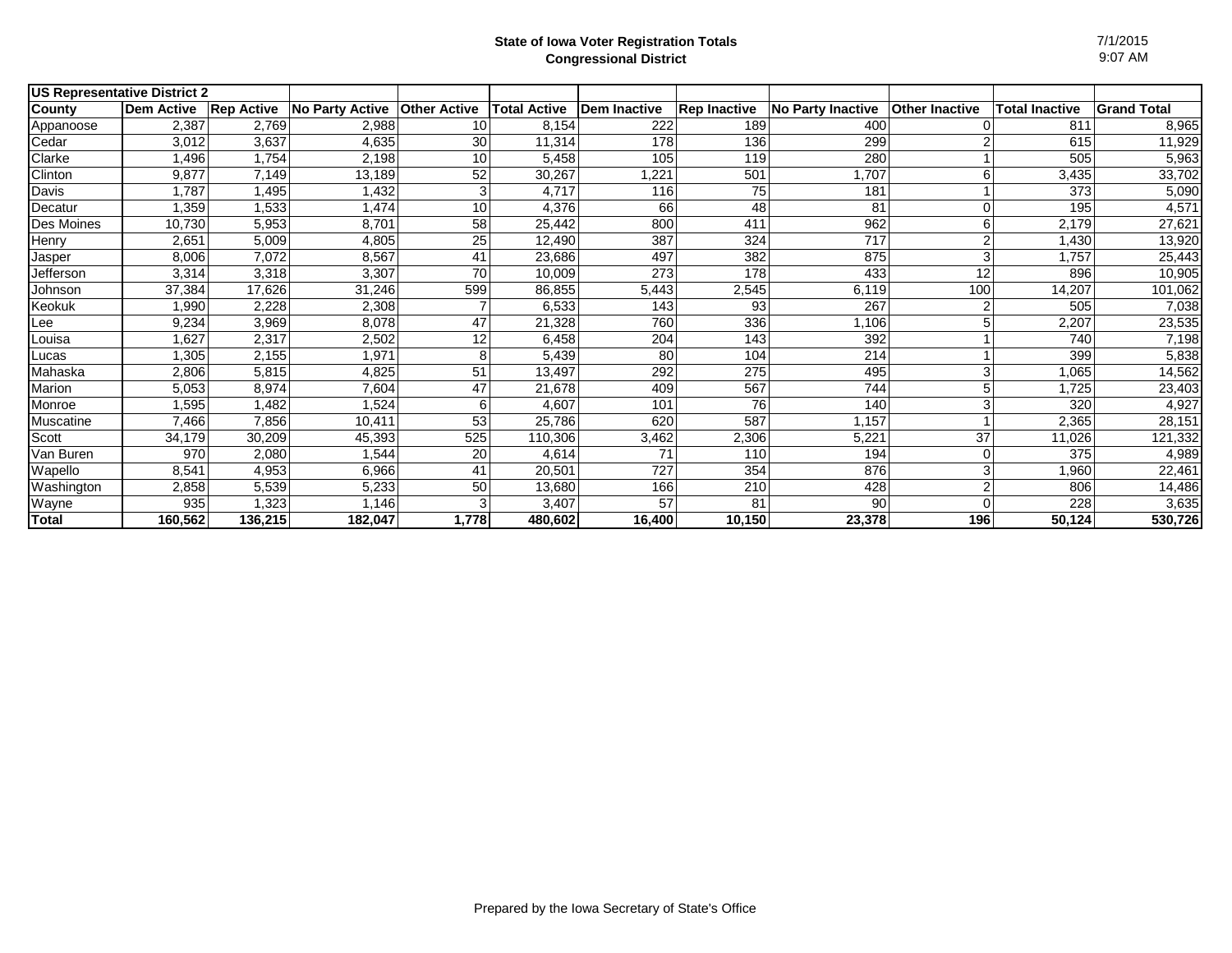**State of Iowa Voter Registration Totals**
**Congressional District**

7/1/2015
9:07 AM

| **US Representative District 2** | | | | | | | | | | | |
|---|---|---|---|---|---|---|---|---|---|---|---|
| **County** | **Dem Active** | **Rep Active** | **No Party Active** | **Other Active** | **Total Active** | **Dem Inactive** | **Rep Inactive** | **No Party Inactive** | **Other Inactive** | **Total Inactive** | **Grand Total** |
| Appanoose | 2,387 | 2,769 | 2,988 | 10 | 8,154 | 222 | 189 | 400 | 0 | 811 | 8,965 |
| Cedar | 3,012 | 3,637 | 4,635 | 30 | 11,314 | 178 | 136 | 299 | 2 | 615 | 11,929 |
| Clarke | 1,496 | 1,754 | 2,198 | 10 | 5,458 | 105 | 119 | 280 | 1 | 505 | 5,963 |
| Clinton | 9,877 | 7,149 | 13,189 | 52 | 30,267 | 1,221 | 501 | 1,707 | 6 | 3,435 | 33,702 |
| Davis | 1,787 | 1,495 | 1,432 | 3 | 4,717 | 116 | 75 | 181 | 1 | 373 | 5,090 |
| Decatur | 1,359 | 1,533 | 1,474 | 10 | 4,376 | 66 | 48 | 81 | 0 | 195 | 4,571 |
| Des Moines | 10,730 | 5,953 | 8,701 | 58 | 25,442 | 800 | 411 | 962 | 6 | 2,179 | 27,621 |
| Henry | 2,651 | 5,009 | 4,805 | 25 | 12,490 | 387 | 324 | 717 | 2 | 1,430 | 13,920 |
| Jasper | 8,006 | 7,072 | 8,567 | 41 | 23,686 | 497 | 382 | 875 | 3 | 1,757 | 25,443 |
| Jefferson | 3,314 | 3,318 | 3,307 | 70 | 10,009 | 273 | 178 | 433 | 12 | 896 | 10,905 |
| Johnson | 37,384 | 17,626 | 31,246 | 599 | 86,855 | 5,443 | 2,545 | 6,119 | 100 | 14,207 | 101,062 |
| Keokuk | 1,990 | 2,228 | 2,308 | 7 | 6,533 | 143 | 93 | 267 | 2 | 505 | 7,038 |
| Lee | 9,234 | 3,969 | 8,078 | 47 | 21,328 | 760 | 336 | 1,106 | 5 | 2,207 | 23,535 |
| Louisa | 1,627 | 2,317 | 2,502 | 12 | 6,458 | 204 | 143 | 392 | 1 | 740 | 7,198 |
| Lucas | 1,305 | 2,155 | 1,971 | 8 | 5,439 | 80 | 104 | 214 | 1 | 399 | 5,838 |
| Mahaska | 2,806 | 5,815 | 4,825 | 51 | 13,497 | 292 | 275 | 495 | 3 | 1,065 | 14,562 |
| Marion | 5,053 | 8,974 | 7,604 | 47 | 21,678 | 409 | 567 | 744 | 5 | 1,725 | 23,403 |
| Monroe | 1,595 | 1,482 | 1,524 | 6 | 4,607 | 101 | 76 | 140 | 3 | 320 | 4,927 |
| Muscatine | 7,466 | 7,856 | 10,411 | 53 | 25,786 | 620 | 587 | 1,157 | 1 | 2,365 | 28,151 |
| Scott | 34,179 | 30,209 | 45,393 | 525 | 110,306 | 3,462 | 2,306 | 5,221 | 37 | 11,026 | 121,332 |
| Van Buren | 970 | 2,080 | 1,544 | 20 | 4,614 | 71 | 110 | 194 | 0 | 375 | 4,989 |
| Wapello | 8,541 | 4,953 | 6,966 | 41 | 20,501 | 727 | 354 | 876 | 3 | 1,960 | 22,461 |
| Washington | 2,858 | 5,539 | 5,233 | 50 | 13,680 | 166 | 210 | 428 | 2 | 806 | 14,486 |
| Wayne | 935 | 1,323 | 1,146 | 3 | 3,407 | 57 | 81 | 90 | 0 | 228 | 3,635 |
| **Total** | **160,562** | **136,215** | **182,047** | **1,778** | **480,602** | **16,400** | **10,150** | **23,378** | **196** | **50,124** | **530,726** |

Prepared by the Iowa Secretary of State's Office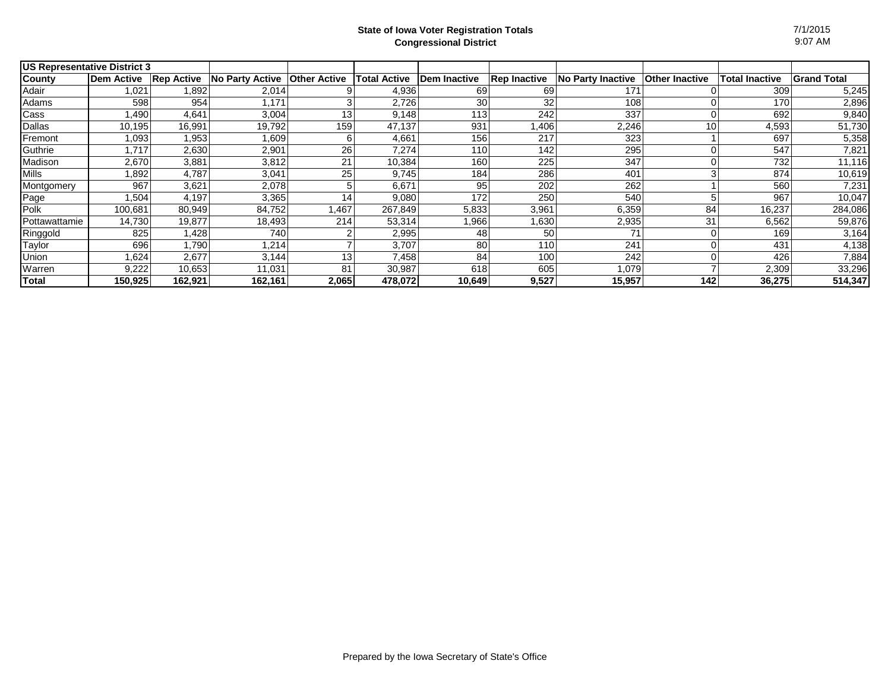**State of Iowa Voter Registration Totals**
**Congressional District**

7/1/2015
9:07 AM

| US Representative District 3 | | | | | | | | | | | |
|---|---|---|---|---|---|---|---|---|---|---|---|
| **County** | **Dem Active** | **Rep Active** | **No Party Active** | **Other Active** | **Total Active** | **Dem Inactive** | **Rep Inactive** | **No Party Inactive** | **Other Inactive** | **Total Inactive** | **Grand Total** |
| Adair | 1,021 | 1,892 | 2,014 | 9 | 4,936 | 69 | 69 | 171 | 0 | 309 | 5,245 |
| Adams | 598 | 954 | 1,171 | 3 | 2,726 | 30 | 32 | 108 | 0 | 170 | 2,896 |
| Cass | 1,490 | 4,641 | 3,004 | 13 | 9,148 | 113 | 242 | 337 | 0 | 692 | 9,840 |
| Dallas | 10,195 | 16,991 | 19,792 | 159 | 47,137 | 931 | 1,406 | 2,246 | 10 | 4,593 | 51,730 |
| Fremont | 1,093 | 1,953 | 1,609 | 6 | 4,661 | 156 | 217 | 323 | 1 | 697 | 5,358 |
| Guthrie | 1,717 | 2,630 | 2,901 | 26 | 7,274 | 110 | 142 | 295 | 0 | 547 | 7,821 |
| Madison | 2,670 | 3,881 | 3,812 | 21 | 10,384 | 160 | 225 | 347 | 0 | 732 | 11,116 |
| Mills | 1,892 | 4,787 | 3,041 | 25 | 9,745 | 184 | 286 | 401 | 3 | 874 | 10,619 |
| Montgomery | 967 | 3,621 | 2,078 | 5 | 6,671 | 95 | 202 | 262 | 1 | 560 | 7,231 |
| Page | 1,504 | 4,197 | 3,365 | 14 | 9,080 | 172 | 250 | 540 | 5 | 967 | 10,047 |
| Polk | 100,681 | 80,949 | 84,752 | 1,467 | 267,849 | 5,833 | 3,961 | 6,359 | 84 | 16,237 | 284,086 |
| Pottawattamie | 14,730 | 19,877 | 18,493 | 214 | 53,314 | 1,966 | 1,630 | 2,935 | 31 | 6,562 | 59,876 |
| Ringgold | 825 | 1,428 | 740 | 2 | 2,995 | 48 | 50 | 71 | 0 | 169 | 3,164 |
| Taylor | 696 | 1,790 | 1,214 | 7 | 3,707 | 80 | 110 | 241 | 0 | 431 | 4,138 |
| Union | 1,624 | 2,677 | 3,144 | 13 | 7,458 | 84 | 100 | 242 | 0 | 426 | 7,884 |
| Warren | 9,222 | 10,653 | 11,031 | 81 | 30,987 | 618 | 605 | 1,079 | 7 | 2,309 | 33,296 |
| **Total** | **150,925** | **162,921** | **162,161** | **2,065** | **478,072** | **10,649** | **9,527** | **15,957** | **142** | **36,275** | **514,347** |

Prepared by the Iowa Secretary of State's Office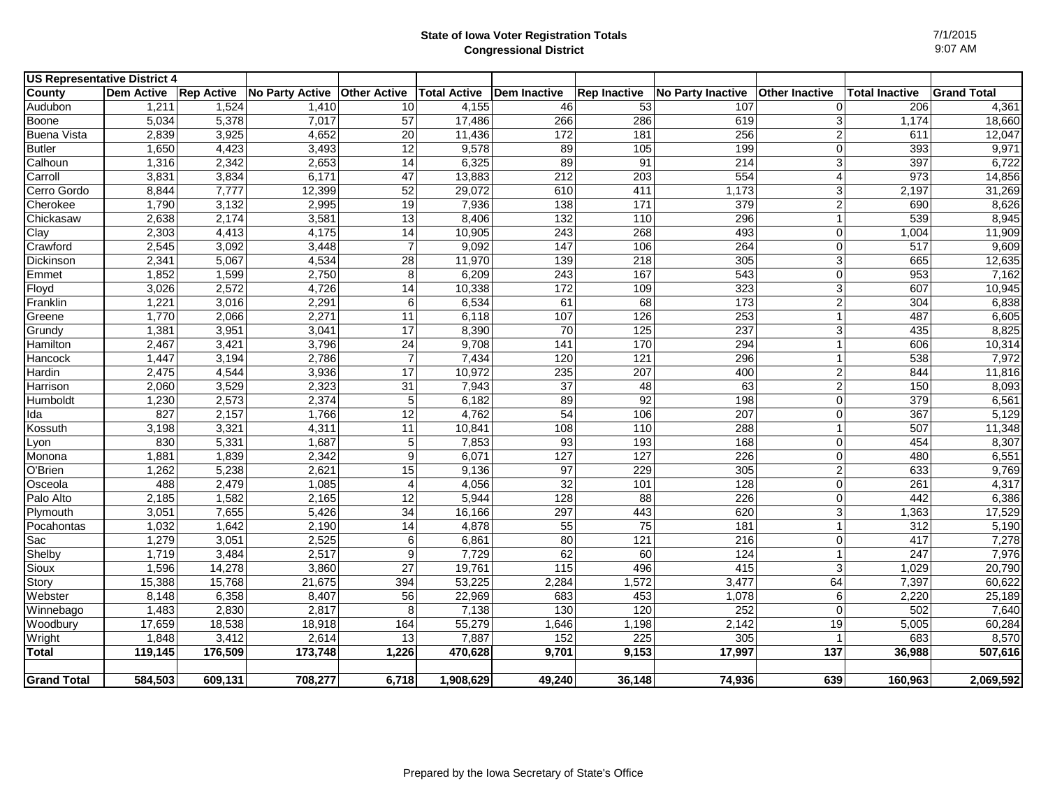**State of Iowa Voter Registration Totals**
**Congressional District**

7/1/2015
9:07 AM

| US Representative District 4 | | | | | | | | | | | |
|---|---|---|---|---|---|---|---|---|---|---|---|
| **County** | **Dem Active** | **Rep Active** | **No Party Active** | **Other Active** | **Total Active** | **Dem Inactive** | **Rep Inactive** | **No Party Inactive** | **Other Inactive** | **Total Inactive** | **Grand Total** |
| Audubon | 1,211 | 1,524 | 1,410 | 10 | 4,155 | 46 | 53 | 107 | 0 | 206 | 4,361 |
| Boone | 5,034 | 5,378 | 7,017 | 57 | 17,486 | 266 | 286 | 619 | 3 | 1,174 | 18,660 |
| Buena Vista | 2,839 | 3,925 | 4,652 | 20 | 11,436 | 172 | 181 | 256 | 2 | 611 | 12,047 |
| Butler | 1,650 | 4,423 | 3,493 | 12 | 9,578 | 89 | 105 | 199 | 0 | 393 | 9,971 |
| Calhoun | 1,316 | 2,342 | 2,653 | 14 | 6,325 | 89 | 91 | 214 | 3 | 397 | 6,722 |
| Carroll | 3,831 | 3,834 | 6,171 | 47 | 13,883 | 212 | 203 | 554 | 4 | 973 | 14,856 |
| Cerro Gordo | 8,844 | 7,777 | 12,399 | 52 | 29,072 | 610 | 411 | 1,173 | 3 | 2,197 | 31,269 |
| Cherokee | 1,790 | 3,132 | 2,995 | 19 | 7,936 | 138 | 171 | 379 | 2 | 690 | 8,626 |
| Chickasaw | 2,638 | 2,174 | 3,581 | 13 | 8,406 | 132 | 110 | 296 | 1 | 539 | 8,945 |
| Clay | 2,303 | 4,413 | 4,175 | 14 | 10,905 | 243 | 268 | 493 | 0 | 1,004 | 11,909 |
| Crawford | 2,545 | 3,092 | 3,448 | 7 | 9,092 | 147 | 106 | 264 | 0 | 517 | 9,609 |
| Dickinson | 2,341 | 5,067 | 4,534 | 28 | 11,970 | 139 | 218 | 305 | 3 | 665 | 12,635 |
| Emmet | 1,852 | 1,599 | 2,750 | 8 | 6,209 | 243 | 167 | 543 | 0 | 953 | 7,162 |
| Floyd | 3,026 | 2,572 | 4,726 | 14 | 10,338 | 172 | 109 | 323 | 3 | 607 | 10,945 |
| Franklin | 1,221 | 3,016 | 2,291 | 6 | 6,534 | 61 | 68 | 173 | 2 | 304 | 6,838 |
| Greene | 1,770 | 2,066 | 2,271 | 11 | 6,118 | 107 | 126 | 253 | 1 | 487 | 6,605 |
| Grundy | 1,381 | 3,951 | 3,041 | 17 | 8,390 | 70 | 125 | 237 | 3 | 435 | 8,825 |
| Hamilton | 2,467 | 3,421 | 3,796 | 24 | 9,708 | 141 | 170 | 294 | 1 | 606 | 10,314 |
| Hancock | 1,447 | 3,194 | 2,786 | 7 | 7,434 | 120 | 121 | 296 | 1 | 538 | 7,972 |
| Hardin | 2,475 | 4,544 | 3,936 | 17 | 10,972 | 235 | 207 | 400 | 2 | 844 | 11,816 |
| Harrison | 2,060 | 3,529 | 2,323 | 31 | 7,943 | 37 | 48 | 63 | 2 | 150 | 8,093 |
| Humboldt | 1,230 | 2,573 | 2,374 | 5 | 6,182 | 89 | 92 | 198 | 0 | 379 | 6,561 |
| Ida | 827 | 2,157 | 1,766 | 12 | 4,762 | 54 | 106 | 207 | 0 | 367 | 5,129 |
| Kossuth | 3,198 | 3,321 | 4,311 | 11 | 10,841 | 108 | 110 | 288 | 1 | 507 | 11,348 |
| Lyon | 830 | 5,331 | 1,687 | 5 | 7,853 | 93 | 193 | 168 | 0 | 454 | 8,307 |
| Monona | 1,881 | 1,839 | 2,342 | 9 | 6,071 | 127 | 127 | 226 | 0 | 480 | 6,551 |
| O'Brien | 1,262 | 5,238 | 2,621 | 15 | 9,136 | 97 | 229 | 305 | 2 | 633 | 9,769 |
| Osceola | 488 | 2,479 | 1,085 | 4 | 4,056 | 32 | 101 | 128 | 0 | 261 | 4,317 |
| Palo Alto | 2,185 | 1,582 | 2,165 | 12 | 5,944 | 128 | 88 | 226 | 0 | 442 | 6,386 |
| Plymouth | 3,051 | 7,655 | 5,426 | 34 | 16,166 | 297 | 443 | 620 | 3 | 1,363 | 17,529 |
| Pocahontas | 1,032 | 1,642 | 2,190 | 14 | 4,878 | 55 | 75 | 181 | 1 | 312 | 5,190 |
| Sac | 1,279 | 3,051 | 2,525 | 6 | 6,861 | 80 | 121 | 216 | 0 | 417 | 7,278 |
| Shelby | 1,719 | 3,484 | 2,517 | 9 | 7,729 | 62 | 60 | 124 | 1 | 247 | 7,976 |
| Sioux | 1,596 | 14,278 | 3,860 | 27 | 19,761 | 115 | 496 | 415 | 3 | 1,029 | 20,790 |
| Story | 15,388 | 15,768 | 21,675 | 394 | 53,225 | 2,284 | 1,572 | 3,477 | 64 | 7,397 | 60,622 |
| Webster | 8,148 | 6,358 | 8,407 | 56 | 22,969 | 683 | 453 | 1,078 | 6 | 2,220 | 25,189 |
| Winnebago | 1,483 | 2,830 | 2,817 | 8 | 7,138 | 130 | 120 | 252 | 0 | 502 | 7,640 |
| Woodbury | 17,659 | 18,538 | 18,918 | 164 | 55,279 | 1,646 | 1,198 | 2,142 | 19 | 5,005 | 60,284 |
| Wright | 1,848 | 3,412 | 2,614 | 13 | 7,887 | 152 | 225 | 305 | 1 | 683 | 8,570 |
| **Total** | **119,145** | **176,509** | **173,748** | **1,226** | **470,628** | **9,701** | **9,153** | **17,997** | **137** | **36,988** | **507,616** |
| | | | | | | | | | | | |
| **Grand Total** | **584,503** | **609,131** | **708,277** | **6,718** | **1,908,629** | **49,240** | **36,148** | **74,936** | **639** | **160,963** | **2,069,592** |

Prepared by the Iowa Secretary of State's Office